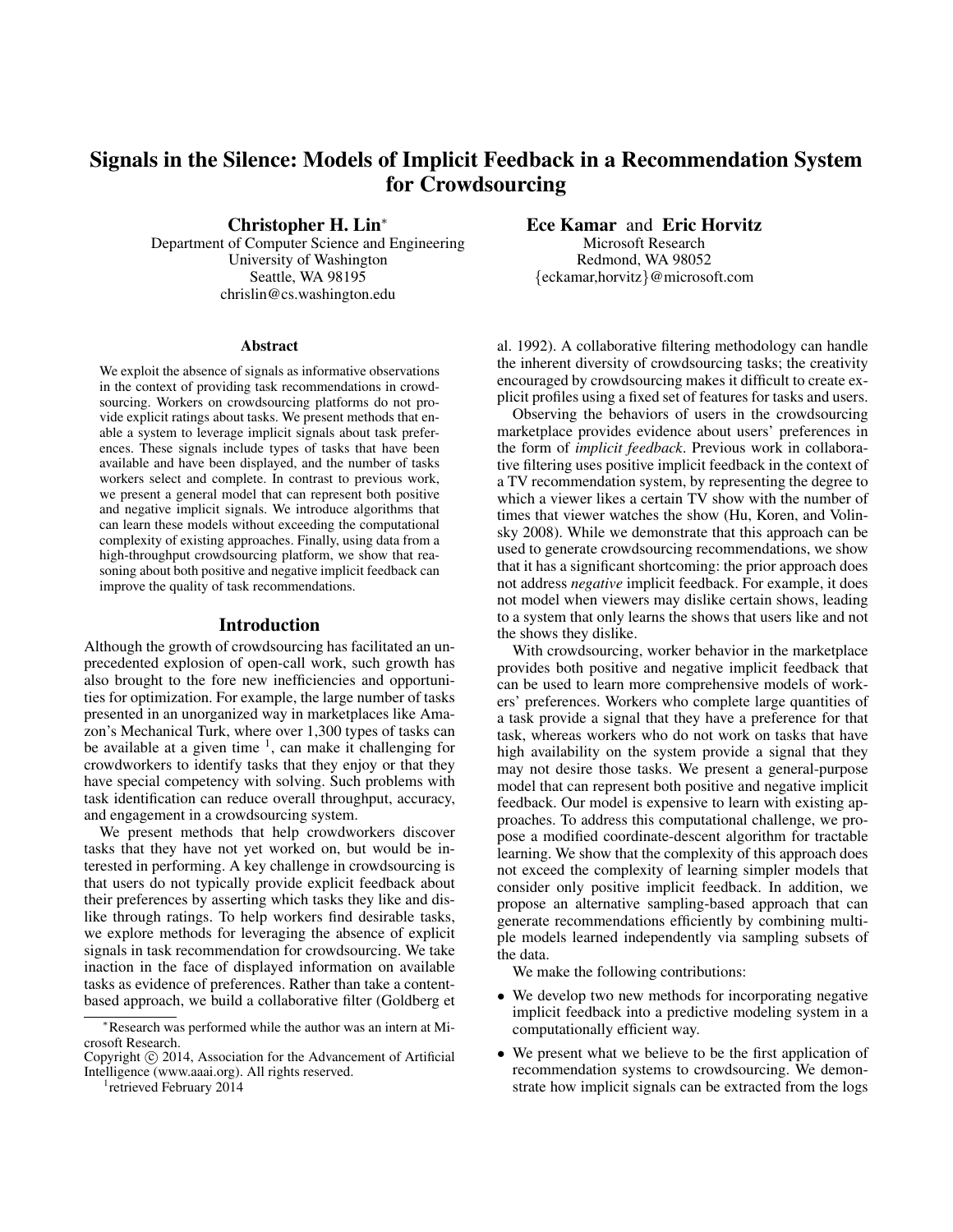# Signals in the Silence: Models of Implicit Feedback in a Recommendation System for Crowdsourcing

**Christopher H. Lin***
Department of Computer Science and Engineering
University of Washington
Seattle, WA 98195
chrislin@cs.washington.edu

**Ece Kamar** and **Eric Horvitz**
Microsoft Research
Redmond, WA 98052
{eckamar,horvitz}@microsoft.com

### Abstract

We exploit the absence of signals as informative observations in the context of providing task recommendations in crowdsourcing. Workers on crowdsourcing platforms do not provide explicit ratings about tasks. We present methods that enable a system to leverage implicit signals about task preferences. These signals include types of tasks that have been available and have been displayed, and the number of tasks workers select and complete. In contrast to previous work, we present a general model that can represent both positive and negative implicit signals. We introduce algorithms that can learn these models without exceeding the computational complexity of existing approaches. Finally, using data from a high-throughput crowdsourcing platform, we show that reasoning about both positive and negative implicit feedback can improve the quality of task recommendations.

## Introduction

Although the growth of crowdsourcing has facilitated an unprecedented explosion of open-call work, such growth has also brought to the fore new inefficiencies and opportunities for optimization. For example, the large number of tasks presented in an unorganized way in marketplaces like Amazon's Mechanical Turk, where over 1,300 types of tasks can be available at a given time [1], can make it challenging for crowdworkers to identify tasks that they enjoy or that they have special competency with solving. Such problems with task identification can reduce overall throughput, accuracy, and engagement in a crowdsourcing system.

We present methods that help crowdworkers discover tasks that they have not yet worked on, but would be interested in performing. A key challenge in crowdsourcing is that users do not typically provide explicit feedback about their preferences by asserting which tasks they like and dislike through ratings. To help workers find desirable tasks, we explore methods for leveraging the absence of explicit signals in task recommendation for crowdsourcing. We take inaction in the face of displayed information on available tasks as evidence of preferences. Rather than take a content-based approach, we build a collaborative filter (Goldberg et al. 1992). A collaborative filtering methodology can handle the inherent diversity of crowdsourcing tasks; the creativity encouraged by crowdsourcing makes it difficult to create explicit profiles using a fixed set of features for tasks and users.

Observing the behaviors of users in the crowdsourcing marketplace provides evidence about users' preferences in the form of *implicit feedback*. Previous work in collaborative filtering uses positive implicit feedback in the context of a TV recommendation system, by representing the degree to which a viewer likes a certain TV show with the number of times that viewer watches the show (Hu, Koren, and Volinsky 2008). While we demonstrate that this approach can be used to generate crowdsourcing recommendations, we show that it has a significant shortcoming: the prior approach does not address *negative* implicit feedback. For example, it does not model when viewers may dislike certain shows, leading to a system that only learns the shows that users like and not the shows they dislike.

With crowdsourcing, worker behavior in the marketplace provides both positive and negative implicit feedback that can be used to learn more comprehensive models of workers' preferences. Workers who complete large quantities of a task provide a signal that they have a preference for that task, whereas workers who do not work on tasks that have high availability on the system provide a signal that they may not desire those tasks. We present a general-purpose model that can represent both positive and negative implicit feedback. Our model is expensive to learn with existing approaches. To address this computational challenge, we propose a modified coordinate-descent algorithm for tractable learning. We show that the complexity of this approach does not exceed the complexity of learning simpler models that consider only positive implicit feedback. In addition, we propose an alternative sampling-based approach that can generate recommendations efficiently by combining multiple models learned independently via sampling subsets of the data.

We make the following contributions:

- We develop two new methods for incorporating negative implicit feedback into a predictive modeling system in a computationally efficient way.
- We present what we believe to be the first application of recommendation systems to crowdsourcing. We demonstrate how implicit signals can be extracted from the logs

*Research was performed while the author was an intern at Microsoft Research.

Copyright © 2014, Association for the Advancement of Artificial Intelligence (www.aaai.org). All rights reserved.

[1] retrieved February 2014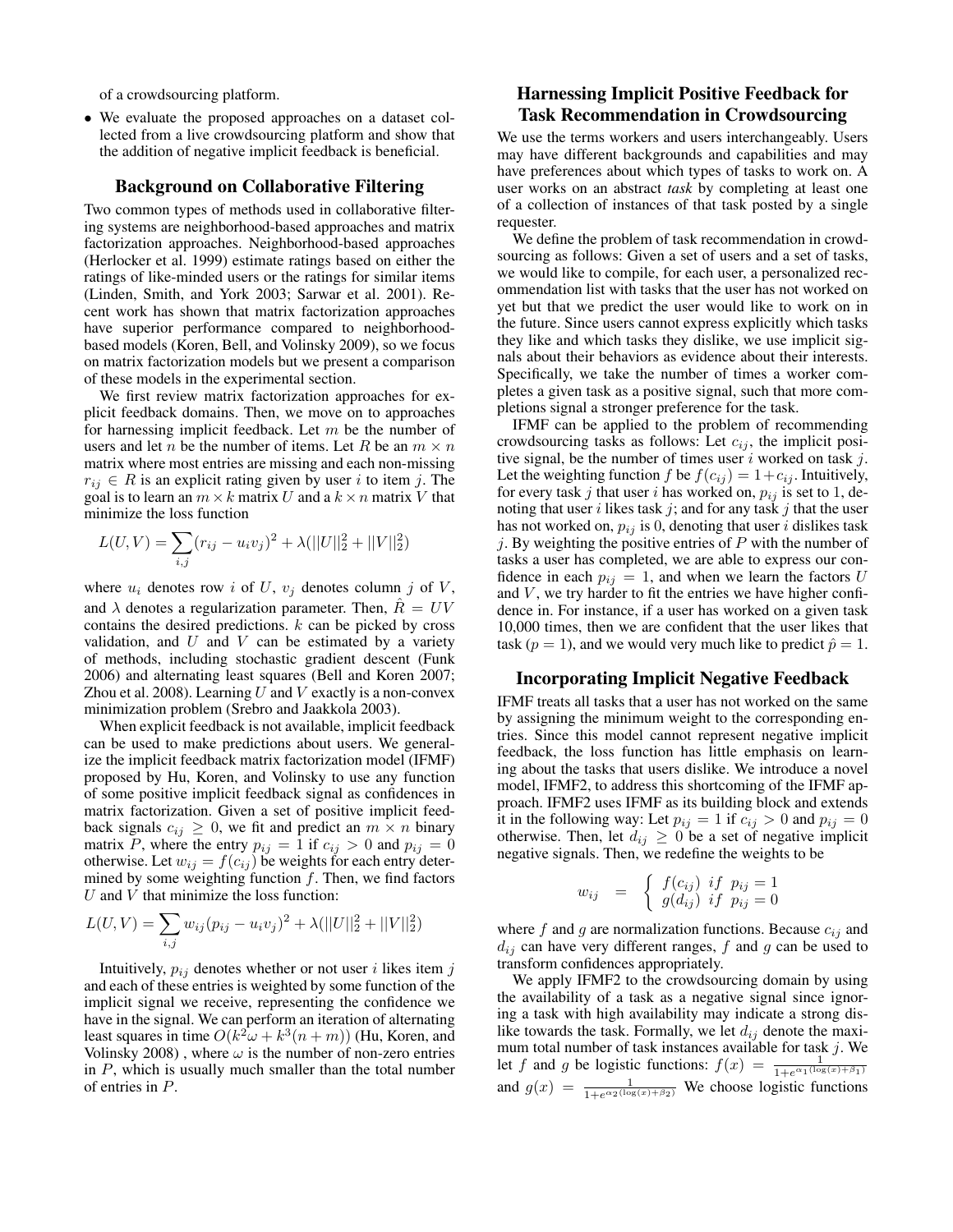of a crowdsourcing platform.

- We evaluate the proposed approaches on a dataset collected from a live crowdsourcing platform and show that the addition of negative implicit feedback is beneficial.

## Background on Collaborative Filtering

Two common types of methods used in collaborative filtering systems are neighborhood-based approaches and matrix factorization approaches. Neighborhood-based approaches (Herlocker et al. 1999) estimate ratings based on either the ratings of like-minded users or the ratings for similar items (Linden, Smith, and York 2003; Sarwar et al. 2001). Recent work has shown that matrix factorization approaches have superior performance compared to neighborhood-based models (Koren, Bell, and Volinsky 2009), so we focus on matrix factorization models but we present a comparison of these models in the experimental section.

We first review matrix factorization approaches for explicit feedback domains. Then, we move on to approaches for harnessing implicit feedback. Let $m$ be the number of users and let $n$ be the number of items. Let $R$ be an $m \times n$ matrix where most entries are missing and each non-missing $r_{ij} \in R$ is an explicit rating given by user $i$ to item $j$. The goal is to learn an $m \times k$ matrix $U$ and a $k \times n$ matrix $V$ that minimize the loss function

$$L(U, V) = \sum_{i,j} (r_{ij} - u_i v_j)^2 + \lambda(||U||_2^2 + ||V||_2^2)$$

where $u_i$ denotes row $i$ of $U$, $v_j$ denotes column $j$ of $V$, and $\lambda$ denotes a regularization parameter. Then, $\hat{R} = UV$ contains the desired predictions. $k$ can be picked by cross validation, and $U$ and $V$ can be estimated by a variety of methods, including stochastic gradient descent (Funk 2006) and alternating least squares (Bell and Koren 2007; Zhou et al. 2008). Learning $U$ and $V$ exactly is a non-convex minimization problem (Srebro and Jaakkola 2003).

When explicit feedback is not available, implicit feedback can be used to make predictions about users. We generalize the implicit feedback matrix factorization model (IFMF) proposed by Hu, Koren, and Volinsky to use any function of some positive implicit feedback signal as confidences in matrix factorization. Given a set of positive implicit feedback signals $c_{ij} \geq 0$, we fit and predict an $m \times n$ binary matrix $P$, where the entry $p_{ij} = 1$ if $c_{ij} > 0$ and $p_{ij} = 0$ otherwise. Let $w_{ij} = f(c_{ij})$ be weights for each entry determined by some weighting function $f$. Then, we find factors $U$ and $V$ that minimize the loss function:

$$L(U, V) = \sum_{i,j} w_{ij}(p_{ij} - u_i v_j)^2 + \lambda(||U||_2^2 + ||V||_2^2)$$

Intuitively, $p_{ij}$ denotes whether or not user $i$ likes item $j$ and each of these entries is weighted by some function of the implicit signal we receive, representing the confidence we have in the signal. We can perform an iteration of alternating least squares in time $O(k^2\omega + k^3(n + m))$ (Hu, Koren, and Volinsky 2008) , where $\omega$ is the number of non-zero entries in $P$, which is usually much smaller than the total number of entries in $P$.

## Harnessing Implicit Positive Feedback for Task Recommendation in Crowdsourcing

We use the terms workers and users interchangeably. Users may have different backgrounds and capabilities and may have preferences about which types of tasks to work on. A user works on an abstract *task* by completing at least one of a collection of instances of that task posted by a single requester.

We define the problem of task recommendation in crowdsourcing as follows: Given a set of users and a set of tasks, we would like to compile, for each user, a personalized recommendation list with tasks that the user has not worked on yet but that we predict the user would like to work on in the future. Since users cannot express explicitly which tasks they like and which tasks they dislike, we use implicit signals about their behaviors as evidence about their interests. Specifically, we take the number of times a worker completes a given task as a positive signal, such that more completions signal a stronger preference for the task.

IFMF can be applied to the problem of recommending crowdsourcing tasks as follows: Let $c_{ij}$, the implicit positive signal, be the number of times user $i$ worked on task $j$. Let the weighting function $f$ be $f(c_{ij}) = 1 + c_{ij}$. Intuitively, for every task $j$ that user $i$ has worked on, $p_{ij}$ is set to 1, denoting that user $i$ likes task $j$; and for any task $j$ that the user has not worked on, $p_{ij}$ is 0, denoting that user $i$ dislikes task $j$. By weighting the positive entries of $P$ with the number of tasks a user has completed, we are able to express our confidence in each $p_{ij} = 1$, and when we learn the factors $U$ and $V$, we try harder to fit the entries we have higher confidence in. For instance, if a user has worked on a given task 10,000 times, then we are confident that the user likes that task ($p = 1$), and we would very much like to predict $\hat{p} = 1$.

## Incorporating Implicit Negative Feedback

IFMF treats all tasks that a user has not worked on the same by assigning the minimum weight to the corresponding entries. Since this model cannot represent negative implicit feedback, the loss function has little emphasis on learning about the tasks that users dislike. We introduce a novel model, IFMF2, to address this shortcoming of the IFMF approach. IFMF2 uses IFMF as its building block and extends it in the following way: Let $p_{ij} = 1$ if $c_{ij} > 0$ and $p_{ij} = 0$ otherwise. Then, let $d_{ij} \geq 0$ be a set of negative implicit negative signals. Then, we redefine the weights to be

$$w_{ij} = \begin{cases} f(c_{ij}) & if \;\; p_{ij} = 1 \\ g(d_{ij}) & if \;\; p_{ij} = 0 \end{cases}$$

where $f$ and $g$ are normalization functions. Because $c_{ij}$ and $d_{ij}$ can have very different ranges, $f$ and $g$ can be used to transform confidences appropriately.

We apply IFMF2 to the crowdsourcing domain by using the availability of a task as a negative signal since ignoring a task with high availability may indicate a strong dislike towards the task. Formally, we let $d_{ij}$ denote the maximum total number of task instances available for task $j$. We let $f$ and $g$ be logistic functions: $f(x) = \frac{1}{1+e^{\alpha_1(\log(x)+\beta_1)}}$ and $g(x) = \frac{1}{1+e^{\alpha_2(\log(x)+\beta_2)}}$ We choose logistic functions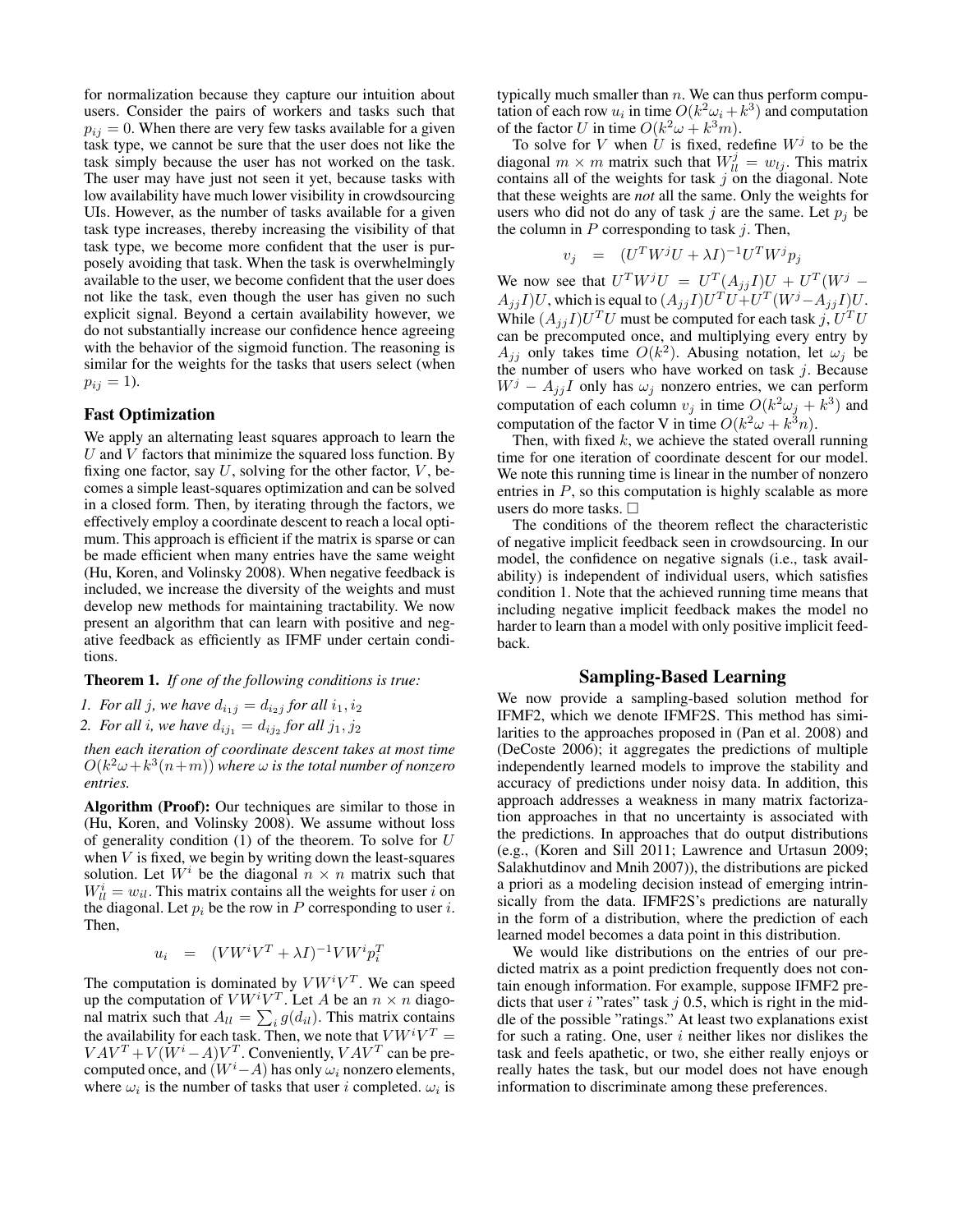for normalization because they capture our intuition about users. Consider the pairs of workers and tasks such that $p_{ij} = 0$. When there are very few tasks available for a given task type, we cannot be sure that the user does not like the task simply because the user has not worked on the task. The user may have just not seen it yet, because tasks with low availability have much lower visibility in crowdsourcing UIs. However, as the number of tasks available for a given task type increases, thereby increasing the visibility of that task type, we become more confident that the user is purposely avoiding that task. When the task is overwhelmingly available to the user, we become confident that the user does not like the task, even though the user has given no such explicit signal. Beyond a certain availability however, we do not substantially increase our confidence hence agreeing with the behavior of the sigmoid function. The reasoning is similar for the weights for the tasks that users select (when $p_{ij} = 1$).

### Fast Optimization

We apply an alternating least squares approach to learn the $U$ and $V$ factors that minimize the squared loss function. By fixing one factor, say $U$, solving for the other factor, $V$, becomes a simple least-squares optimization and can be solved in a closed form. Then, by iterating through the factors, we effectively employ a coordinate descent to reach a local optimum. This approach is efficient if the matrix is sparse or can be made efficient when many entries have the same weight (Hu, Koren, and Volinsky 2008). When negative feedback is included, we increase the diversity of the weights and must develop new methods for maintaining tractability. We now present an algorithm that can learn with positive and negative feedback as efficiently as IFMF under certain conditions.

**Theorem 1.** *If one of the following conditions is true:*

1. *For all $j$, we have $d_{i_1 j} = d_{i_2 j}$ for all $i_1, i_2$*
2. *For all $i$, we have $d_{ij_1} = d_{ij_2}$ for all $j_1, j_2$*

*then each iteration of coordinate descent takes at most time $O(k^2\omega + k^3(n+m))$ where $\omega$ is the total number of nonzero entries.*

**Algorithm (Proof):** Our techniques are similar to those in (Hu, Koren, and Volinsky 2008). We assume without loss of generality condition (1) of the theorem. To solve for $U$ when $V$ is fixed, we begin by writing down the least-squares solution. Let $W^i$ be the diagonal $n \times n$ matrix such that $W^i_{ll} = w_{il}$. This matrix contains all the weights for user $i$ on the diagonal. Let $p_i$ be the row in $P$ corresponding to user $i$. Then,

$$u_i \quad = \quad (VW^iV^T + \lambda I)^{-1} VW^i p_i^T$$

The computation is dominated by $VW^iV^T$. We can speed up the computation of $VW^iV^T$. Let $A$ be an $n \times n$ diagonal matrix such that $A_{ll} = \sum_i g(d_{il})$. This matrix contains the availability for each task. Then, we note that $VW^iV^T = VAV^T + V(W^i - A)V^T$. Conveniently, $VAV^T$ can be precomputed once, and $(W^i - A)$ has only $\omega_i$ nonzero elements, where $\omega_i$ is the number of tasks that user $i$ completed. $\omega_i$ is typically much smaller than $n$. We can thus perform computation of each row $u_i$ in time $O(k^2\omega_i + k^3)$ and computation of the factor $U$ in time $O(k^2\omega + k^3 m)$.

To solve for $V$ when $U$ is fixed, redefine $W^j$ to be the diagonal $m \times m$ matrix such that $W^j_{ll} = w_{lj}$. This matrix contains all of the weights for task $j$ on the diagonal. Note that these weights are *not* all the same. Only the weights for users who did not do any of task $j$ are the same. Let $p_j$ be the column in $P$ corresponding to task $j$. Then,

$$v_j \quad = \quad (U^T W^j U + \lambda I)^{-1} U^T W^j p_j$$

We now see that $U^T W^j U = U^T (A_{jj} I) U + U^T (W^j - A_{jj} I) U$, which is equal to $(A_{jj} I) U^T U + U^T (W^j - A_{jj} I) U$. While $(A_{jj} I) U^T U$ must be computed for each task $j$, $U^T U$ can be precomputed once, and multiplying every entry by $A_{jj}$ only takes time $O(k^2)$. Abusing notation, let $\omega_j$ be the number of users who have worked on task $j$. Because $W^j - A_{jj} I$ only has $\omega_j$ nonzero entries, we can perform computation of each column $v_j$ in time $O(k^2\omega_j + k^3)$ and computation of the factor V in time $O(k^2\omega + k^3 n)$.

Then, with fixed $k$, we achieve the stated overall running time for one iteration of coordinate descent for our model. We note this running time is linear in the number of nonzero entries in $P$, so this computation is highly scalable as more users do more tasks. □

The conditions of the theorem reflect the characteristic of negative implicit feedback seen in crowdsourcing. In our model, the confidence on negative signals (i.e., task availability) is independent of individual users, which satisfies condition 1. Note that the achieved running time means that including negative implicit feedback makes the model no harder to learn than a model with only positive implicit feedback.

## Sampling-Based Learning

We now provide a sampling-based solution method for IFMF2, which we denote IFMF2S. This method has similarities to the approaches proposed in (Pan et al. 2008) and (DeCoste 2006); it aggregates the predictions of multiple independently learned models to improve the stability and accuracy of predictions under noisy data. In addition, this approach addresses a weakness in many matrix factorization approaches in that no uncertainty is associated with the predictions. In approaches that do output distributions (e.g., (Koren and Sill 2011; Lawrence and Urtasun 2009; Salakhutdinov and Mnih 2007)), the distributions are picked a priori as a modeling decision instead of emerging intrinsically from the data. IFMF2S's predictions are naturally in the form of a distribution, where the prediction of each learned model becomes a data point in this distribution.

We would like distributions on the entries of our predicted matrix as a point prediction frequently does not contain enough information. For example, suppose IFMF2 predicts that user $i$ "rates" task $j$ 0.5, which is right in the middle of the possible "ratings." At least two explanations exist for such a rating. One, user $i$ neither likes nor dislikes the task and feels apathetic, or two, she either really enjoys or really hates the task, but our model does not have enough information to discriminate among these preferences.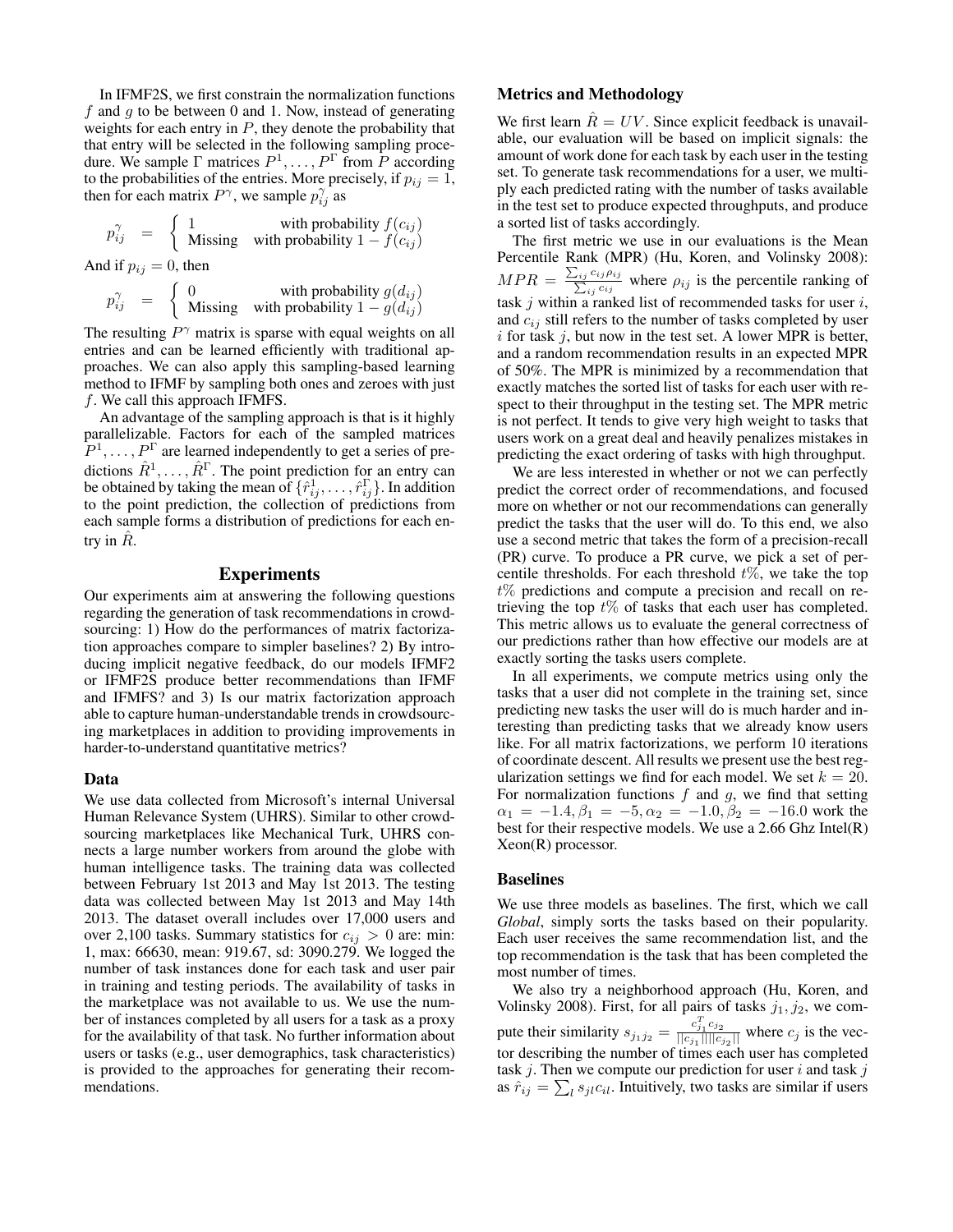In IFMF2S, we first constrain the normalization functions $f$ and $g$ to be between 0 and 1. Now, instead of generating weights for each entry in $P$, they denote the probability that that entry will be selected in the following sampling procedure. We sample $\Gamma$ matrices $P^1, \ldots, P^\Gamma$ from $P$ according to the probabilities of the entries. More precisely, if $p_{ij} = 1$, then for each matrix $P^\gamma$, we sample $p_{ij}^\gamma$ as

$$p_{ij}^\gamma = \begin{cases} 1 & \text{with probability } f(c_{ij}) \\ \text{Missing} & \text{with probability } 1 - f(c_{ij}) \end{cases}$$

And if $p_{ij} = 0$, then

$$p_{ij}^\gamma = \begin{cases} 0 & \text{with probability } g(d_{ij}) \\ \text{Missing} & \text{with probability } 1 - g(d_{ij}) \end{cases}$$

The resulting $P^\gamma$ matrix is sparse with equal weights on all entries and can be learned efficiently with traditional approaches. We can also apply this sampling-based learning method to IFMF by sampling both ones and zeroes with just $f$. We call this approach IFMFS.

An advantage of the sampling approach is that is it highly parallelizable. Factors for each of the sampled matrices $P^1, \ldots, P^\Gamma$ are learned independently to get a series of predictions $\hat{R}^1, \ldots, \hat{R}^\Gamma$. The point prediction for an entry can be obtained by taking the mean of $\{\hat{r}_{ij}^1, \ldots, \hat{r}_{ij}^\Gamma\}$. In addition to the point prediction, the collection of predictions from each sample forms a distribution of predictions for each entry in $\hat{R}$.

## Experiments

Our experiments aim at answering the following questions regarding the generation of task recommendations in crowdsourcing: 1) How do the performances of matrix factorization approaches compare to simpler baselines? 2) By introducing implicit negative feedback, do our models IFMF2 or IFMF2S produce better recommendations than IFMF and IFMFS? and 3) Is our matrix factorization approach able to capture human-understandable trends in crowdsourcing marketplaces in addition to providing improvements in harder-to-understand quantitative metrics?

### Data

We use data collected from Microsoft's internal Universal Human Relevance System (UHRS). Similar to other crowdsourcing marketplaces like Mechanical Turk, UHRS connects a large number workers from around the globe with human intelligence tasks. The training data was collected between February 1st 2013 and May 1st 2013. The testing data was collected between May 1st 2013 and May 14th 2013. The dataset overall includes over 17,000 users and over 2,100 tasks. Summary statistics for $c_{ij} > 0$ are: min: 1, max: 66630, mean: 919.67, sd: 3090.279. We logged the number of task instances done for each task and user pair in training and testing periods. The availability of tasks in the marketplace was not available to us. We use the number of instances completed by all users for a task as a proxy for the availability of that task. No further information about users or tasks (e.g., user demographics, task characteristics) is provided to the approaches for generating their recommendations.

### Metrics and Methodology

We first learn $\hat{R} = UV$. Since explicit feedback is unavailable, our evaluation will be based on implicit signals: the amount of work done for each task by each user in the testing set. To generate task recommendations for a user, we multiply each predicted rating with the number of tasks available in the test set to produce expected throughputs, and produce a sorted list of tasks accordingly.

The first metric we use in our evaluations is the Mean Percentile Rank (MPR) (Hu, Koren, and Volinsky 2008): $MPR = \frac{\sum_{ij} c_{ij} \rho_{ij}}{\sum_{ij} c_{ij}}$ where $\rho_{ij}$ is the percentile ranking of task $j$ within a ranked list of recommended tasks for user $i$, and $c_{ij}$ still refers to the number of tasks completed by user $i$ for task $j$, but now in the test set. A lower MPR is better, and a random recommendation results in an expected MPR of 50%. The MPR is minimized by a recommendation that exactly matches the sorted list of tasks for each user with respect to their throughput in the testing set. The MPR metric is not perfect. It tends to give very high weight to tasks that users work on a great deal and heavily penalizes mistakes in predicting the exact ordering of tasks with high throughput.

We are less interested in whether or not we can perfectly predict the correct order of recommendations, and focused more on whether or not our recommendations can generally predict the tasks that the user will do. To this end, we also use a second metric that takes the form of a precision-recall (PR) curve. To produce a PR curve, we pick a set of percentile thresholds. For each threshold $t\%$, we take the top $t\%$ predictions and compute a precision and recall on retrieving the top $t\%$ of tasks that each user has completed. This metric allows us to evaluate the general correctness of our predictions rather than how effective our models are at exactly sorting the tasks users complete.

In all experiments, we compute metrics using only the tasks that a user did not complete in the training set, since predicting new tasks the user will do is much harder and interesting than predicting tasks that we already know users like. For all matrix factorizations, we perform 10 iterations of coordinate descent. All results we present use the best regularization settings we find for each model. We set $k = 20$. For normalization functions $f$ and $g$, we find that setting $\alpha_1 = -1.4, \beta_1 = -5, \alpha_2 = -1.0, \beta_2 = -16.0$ work the best for their respective models. We use a 2.66 Ghz Intel(R) Xeon(R) processor.

### Baselines

We use three models as baselines. The first, which we call *Global*, simply sorts the tasks based on their popularity. Each user receives the same recommendation list, and the top recommendation is the task that has been completed the most number of times.

We also try a neighborhood approach (Hu, Koren, and Volinsky 2008). First, for all pairs of tasks $j_1, j_2$, we compute their similarity $s_{j_1 j_2} = \frac{c_{j_1}^T c_{j_2}}{||c_{j_1}|| ||c_{j_2}||}$ where $c_j$ is the vector describing the number of times each user has completed task $j$. Then we compute our prediction for user $i$ and task $j$ as $\hat{r}_{ij} = \sum_l s_{jl} c_{il}$. Intuitively, two tasks are similar if users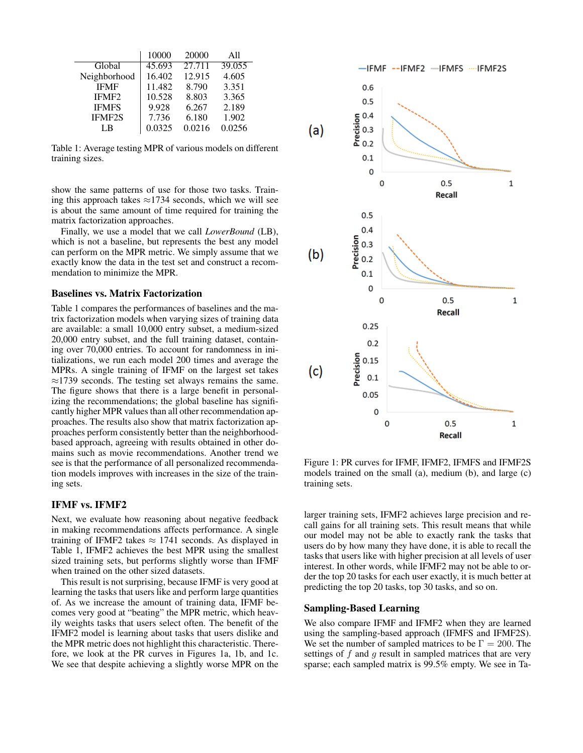| | 10000 | 20000 | All |
|---|---|---|---|
| Global | 45.693 | 27.711 | 39.055 |
| Neighborhood | 16.402 | 12.915 | 4.605 |
| IFMF | 11.482 | 8.790 | 3.351 |
| IFMF2 | 10.528 | 8.803 | 3.365 |
| IFMFS | 9.928 | 6.267 | 2.189 |
| IFMF2S | 7.736 | 6.180 | 1.902 |
| LB | 0.0325 | 0.0216 | 0.0256 |

Table 1: Average testing MPR of various models on different training sizes.

show the same patterns of use for those two tasks. Training this approach takes ≈1734 seconds, which we will see is about the same amount of time required for training the matrix factorization approaches.

Finally, we use a model that we call *LowerBound* (LB), which is not a baseline, but represents the best any model can perform on the MPR metric. We simply assume that we exactly know the data in the test set and construct a recommendation to minimize the MPR.

### Baselines vs. Matrix Factorization

Table 1 compares the performances of baselines and the matrix factorization models when varying sizes of training data are available: a small 10,000 entry subset, a medium-sized 20,000 entry subset, and the full training dataset, containing over 70,000 entries. To account for randomness in initializations, we run each model 200 times and average the MPRs. A single training of IFMF on the largest set takes ≈1739 seconds. The testing set always remains the same. The figure shows that there is a large benefit in personalizing the recommendations; the global baseline has significantly higher MPR values than all other recommendation approaches. The results also show that matrix factorization approaches perform consistently better than the neighborhood-based approach, agreeing with results obtained in other domains such as movie recommendations. Another trend we see is that the performance of all personalized recommendation models improves with increases in the size of the training sets.

### IFMF vs. IFMF2

Next, we evaluate how reasoning about negative feedback in making recommendations affects performance. A single training of IFMF2 takes ≈ 1741 seconds. As displayed in Table 1, IFMF2 achieves the best MPR using the smallest sized training sets, but performs slightly worse than IFMF when trained on the other sized datasets.

This result is not surprising, because IFMF is very good at learning the tasks that users like and perform large quantities of. As we increase the amount of training data, IFMF becomes very good at "beating" the MPR metric, which heavily weights tasks that users select often. The benefit of the IFMF2 model is learning about tasks that users dislike and the MPR metric does not highlight this characteristic. Therefore, we look at the PR curves in Figures 1a, 1b, and 1c. We see that despite achieving a slightly worse MPR on the larger training sets, IFMF2 achieves large precision and recall gains for all training sets. This result means that while our model may not be able to exactly rank the tasks that users do by how many they have done, it is able to recall the tasks that users like with higher precision at all levels of user interest. In other words, while IFMF2 may not be able to order the top 20 tasks for each user exactly, it is much better at predicting the top 20 tasks, top 30 tasks, and so on.

Figure 1: PR curves for IFMF, IFMF2, IFMFS and IFMF2S models trained on the small (a), medium (b), and large (c) training sets.

### Sampling-Based Learning

We also compare IFMF and IFMF2 when they are learned using the sampling-based approach (IFMFS and IFMF2S). We set the number of sampled matrices to be $\Gamma = 200$. The settings of $f$ and $g$ result in sampled matrices that are very sparse; each sampled matrix is 99.5% empty. We see in Ta-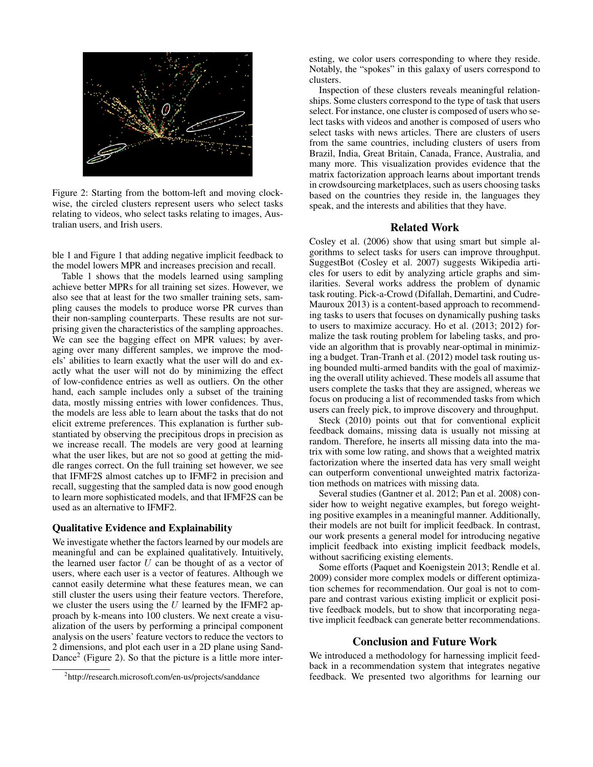Figure 2: Starting from the bottom-left and moving clockwise, the circled clusters represent users who select tasks relating to videos, who select tasks relating to images, Australian users, and Irish users.

ble 1 and Figure 1 that adding negative implicit feedback to the model lowers MPR and increases precision and recall.

Table 1 shows that the models learned using sampling achieve better MPRs for all training set sizes. However, we also see that at least for the two smaller training sets, sampling causes the models to produce worse PR curves than their non-sampling counterparts. These results are not surprising given the characteristics of the sampling approaches. We can see the bagging effect on MPR values; by averaging over many different samples, we improve the models' abilities to learn exactly what the user will do and exactly what the user will not do by minimizing the effect of low-confidence entries as well as outliers. On the other hand, each sample includes only a subset of the training data, mostly missing entries with lower confidences. Thus, the models are less able to learn about the tasks that do not elicit extreme preferences. This explanation is further substantiated by observing the precipitous drops in precision as we increase recall. The models are very good at learning what the user likes, but are not so good at getting the middle ranges correct. On the full training set however, we see that IFMF2S almost catches up to IFMF2 in precision and recall, suggesting that the sampled data is now good enough to learn more sophisticated models, and that IFMF2S can be used as an alternative to IFMF2.

### Qualitative Evidence and Explainability

We investigate whether the factors learned by our models are meaningful and can be explained qualitatively. Intuitively, the learned user factor $U$ can be thought of as a vector of users, where each user is a vector of features. Although we cannot easily determine what these features mean, we can still cluster the users using their feature vectors. Therefore, we cluster the users using the $U$ learned by the IFMF2 approach by k-means into 100 clusters. We next create a visualization of the users by performing a principal component analysis on the users' feature vectors to reduce the vectors to 2 dimensions, and plot each user in a 2D plane using SandDance[2] (Figure 2). So that the picture is a little more interesting, we color users corresponding to where they reside. Notably, the "spokes" in this galaxy of users correspond to clusters.

Inspection of these clusters reveals meaningful relationships. Some clusters correspond to the type of task that users select. For instance, one cluster is composed of users who select tasks with videos and another is composed of users who select tasks with news articles. There are clusters of users from the same countries, including clusters of users from Brazil, India, Great Britain, Canada, France, Australia, and many more. This visualization provides evidence that the matrix factorization approach learns about important trends in crowdsourcing marketplaces, such as users choosing tasks based on the countries they reside in, the languages they speak, and the interests and abilities that they have.

[2]http://research.microsoft.com/en-us/projects/sanddance

## Related Work

Cosley et al. (2006) show that using smart but simple algorithms to select tasks for users can improve throughput. SuggestBot (Cosley et al. 2007) suggests Wikipedia articles for users to edit by analyzing article graphs and similarities. Several works address the problem of dynamic task routing. Pick-a-Crowd (Difallah, Demartini, and Cudre-Mauroux 2013) is a content-based approach to recommending tasks to users that focuses on dynamically pushing tasks to users to maximize accuracy. Ho et al. (2013; 2012) formalize the task routing problem for labeling tasks, and provide an algorithm that is provably near-optimal in minimizing a budget. Tran-Tranh et al. (2012) model task routing using bounded multi-armed bandits with the goal of maximizing the overall utility achieved. These models all assume that users complete the tasks that they are assigned, whereas we focus on producing a list of recommended tasks from which users can freely pick, to improve discovery and throughput.

Steck (2010) points out that for conventional explicit feedback domains, missing data is usually not missing at random. Therefore, he inserts all missing data into the matrix with some low rating, and shows that a weighted matrix factorization where the inserted data has very small weight can outperform conventional unweighted matrix factorization methods on matrices with missing data.

Several studies (Gantner et al. 2012; Pan et al. 2008) consider how to weight negative examples, but forego weighting positive examples in a meaningful manner. Additionally, their models are not built for implicit feedback. In contrast, our work presents a general model for introducing negative implicit feedback into existing implicit feedback models, without sacrificing existing elements.

Some efforts (Paquet and Koenigstein 2013; Rendle et al. 2009) consider more complex models or different optimization schemes for recommendation. Our goal is not to compare and contrast various existing implicit or explicit positive feedback models, but to show that incorporating negative implicit feedback can generate better recommendations.

## Conclusion and Future Work

We introduced a methodology for harnessing implicit feedback in a recommendation system that integrates negative feedback. We presented two algorithms for learning our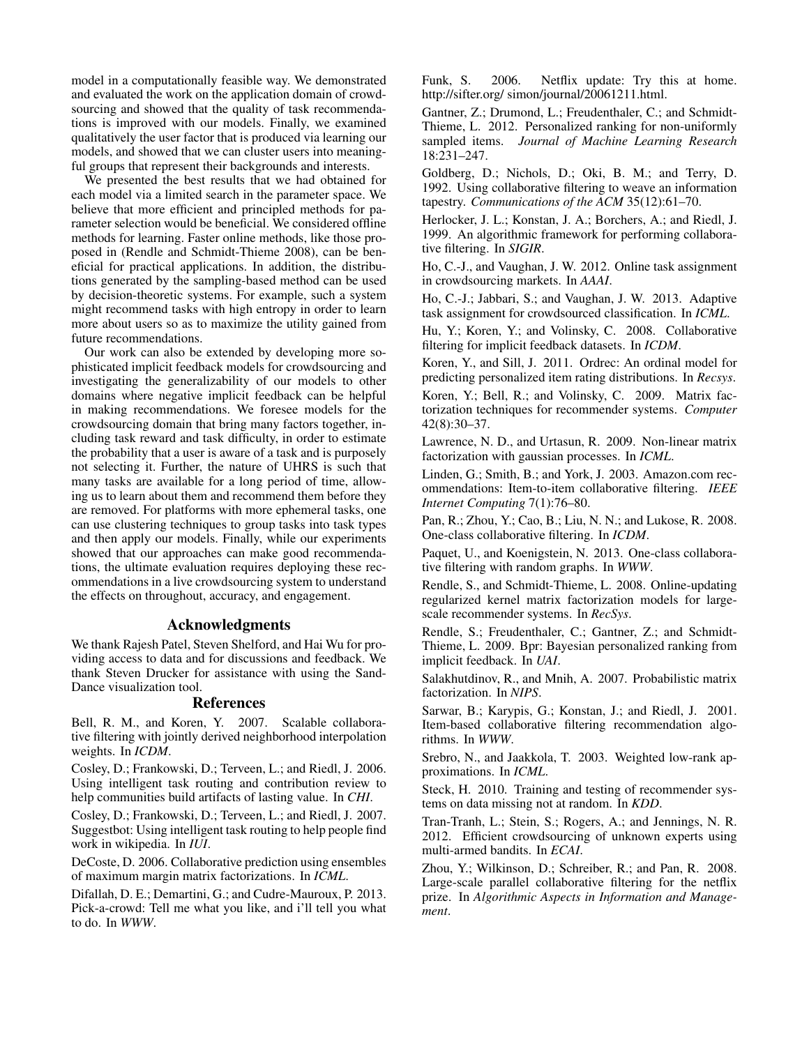model in a computationally feasible way. We demonstrated and evaluated the work on the application domain of crowdsourcing and showed that the quality of task recommendations is improved with our models. Finally, we examined qualitatively the user factor that is produced via learning our models, and showed that we can cluster users into meaningful groups that represent their backgrounds and interests.

We presented the best results that we had obtained for each model via a limited search in the parameter space. We believe that more efficient and principled methods for parameter selection would be beneficial. We considered offline methods for learning. Faster online methods, like those proposed in (Rendle and Schmidt-Thieme 2008), can be beneficial for practical applications. In addition, the distributions generated by the sampling-based method can be used by decision-theoretic systems. For example, such a system might recommend tasks with high entropy in order to learn more about users so as to maximize the utility gained from future recommendations.

Our work can also be extended by developing more sophisticated implicit feedback models for crowdsourcing and investigating the generalizability of our models to other domains where negative implicit feedback can be helpful in making recommendations. We foresee models for the crowdsourcing domain that bring many factors together, including task reward and task difficulty, in order to estimate the probability that a user is aware of a task and is purposely not selecting it. Further, the nature of UHRS is such that many tasks are available for a long period of time, allowing us to learn about them and recommend them before they are removed. For platforms with more ephemeral tasks, one can use clustering techniques to group tasks into task types and then apply our models. Finally, while our experiments showed that our approaches can make good recommendations, the ultimate evaluation requires deploying these recommendations in a live crowdsourcing system to understand the effects on throughout, accuracy, and engagement.

## Acknowledgments

We thank Rajesh Patel, Steven Shelford, and Hai Wu for providing access to data and for discussions and feedback. We thank Steven Drucker for assistance with using the SandDance visualization tool.

## References

Bell, R. M., and Koren, Y. 2007. Scalable collaborative filtering with jointly derived neighborhood interpolation weights. In *ICDM*.

Cosley, D.; Frankowski, D.; Terveen, L.; and Riedl, J. 2006. Using intelligent task routing and contribution review to help communities build artifacts of lasting value. In *CHI*.

Cosley, D.; Frankowski, D.; Terveen, L.; and Riedl, J. 2007. Suggestbot: Using intelligent task routing to help people find work in wikipedia. In *IUI*.

DeCoste, D. 2006. Collaborative prediction using ensembles of maximum margin matrix factorizations. In *ICML*.

Difallah, D. E.; Demartini, G.; and Cudre-Mauroux, P. 2013. Pick-a-crowd: Tell me what you like, and i'll tell you what to do. In *WWW*.

Funk, S. 2006. Netflix update: Try this at home. http://sifter.org/ simon/journal/20061211.html.

Gantner, Z.; Drumond, L.; Freudenthaler, C.; and Schmidt-Thieme, L. 2012. Personalized ranking for non-uniformly sampled items. *Journal of Machine Learning Research* 18:231–247.

Goldberg, D.; Nichols, D.; Oki, B. M.; and Terry, D. 1992. Using collaborative filtering to weave an information tapestry. *Communications of the ACM* 35(12):61–70.

Herlocker, J. L.; Konstan, J. A.; Borchers, A.; and Riedl, J. 1999. An algorithmic framework for performing collaborative filtering. In *SIGIR*.

Ho, C.-J., and Vaughan, J. W. 2012. Online task assignment in crowdsourcing markets. In *AAAI*.

Ho, C.-J.; Jabbari, S.; and Vaughan, J. W. 2013. Adaptive task assignment for crowdsourced classification. In *ICML*.

Hu, Y.; Koren, Y.; and Volinsky, C. 2008. Collaborative filtering for implicit feedback datasets. In *ICDM*.

Koren, Y., and Sill, J. 2011. Ordrec: An ordinal model for predicting personalized item rating distributions. In *Recsys*.

Koren, Y.; Bell, R.; and Volinsky, C. 2009. Matrix factorization techniques for recommender systems. *Computer* 42(8):30–37.

Lawrence, N. D., and Urtasun, R. 2009. Non-linear matrix factorization with gaussian processes. In *ICML*.

Linden, G.; Smith, B.; and York, J. 2003. Amazon.com recommendations: Item-to-item collaborative filtering. *IEEE Internet Computing* 7(1):76–80.

Pan, R.; Zhou, Y.; Cao, B.; Liu, N. N.; and Lukose, R. 2008. One-class collaborative filtering. In *ICDM*.

Paquet, U., and Koenigstein, N. 2013. One-class collaborative filtering with random graphs. In *WWW*.

Rendle, S., and Schmidt-Thieme, L. 2008. Online-updating regularized kernel matrix factorization models for large-scale recommender systems. In *RecSys*.

Rendle, S.; Freudenthaler, C.; Gantner, Z.; and Schmidt-Thieme, L. 2009. Bpr: Bayesian personalized ranking from implicit feedback. In *UAI*.

Salakhutdinov, R., and Mnih, A. 2007. Probabilistic matrix factorization. In *NIPS*.

Sarwar, B.; Karypis, G.; Konstan, J.; and Riedl, J. 2001. Item-based collaborative filtering recommendation algorithms. In *WWW*.

Srebro, N., and Jaakkola, T. 2003. Weighted low-rank approximations. In *ICML*.

Steck, H. 2010. Training and testing of recommender systems on data missing not at random. In *KDD*.

Tran-Tranh, L.; Stein, S.; Rogers, A.; and Jennings, N. R. 2012. Efficient crowdsourcing of unknown experts using multi-armed bandits. In *ECAI*.

Zhou, Y.; Wilkinson, D.; Schreiber, R.; and Pan, R. 2008. Large-scale parallel collaborative filtering for the netflix prize. In *Algorithmic Aspects in Information and Management*.